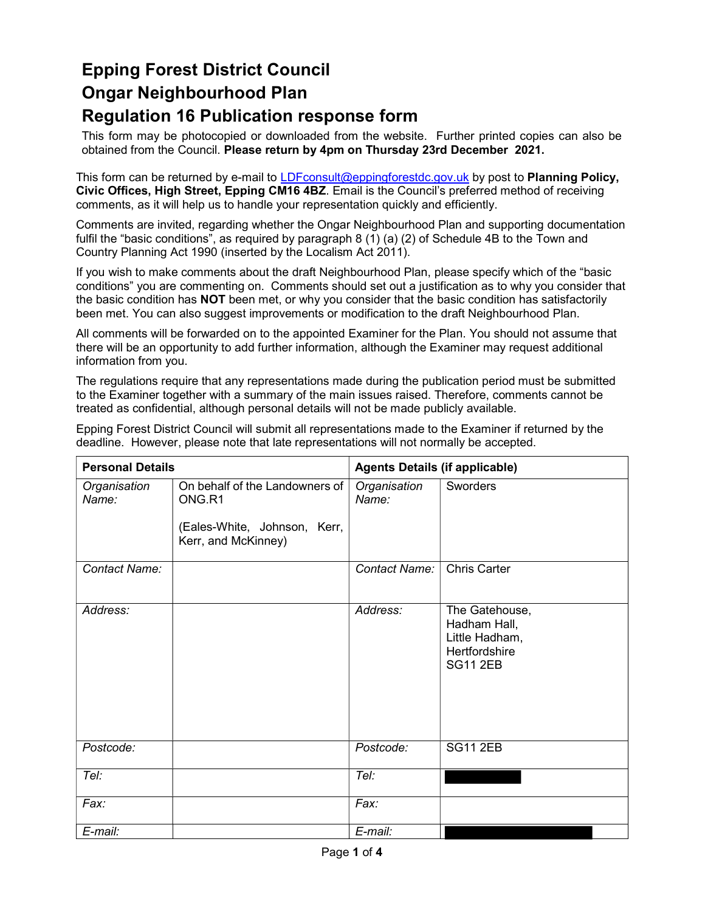# Epping Forest District Council

# Ongar Neighbourhood Plan

# Regulation 16 Publication response form

This form may be photocopied or downloaded from the website. Further printed copies can also be obtained from the Council. **Please return by 4pm on Thursday 23rd December 2021.**

This form can be returned by e-mail to LDFconsult@eppingforestdc.gov.uk by post to **Planning Policy, Civic Offices, High Street, Epping CM16 4BZ**. Email is the Council's preferred method of receiving comments, as it will help us to handle your representation quickly and efficiently.

Comments are invited, regarding whether the Ongar Neighbourhood Plan and supporting documentation fulfil the "basic conditions", as required by paragraph 8 (1) (a) (2) of Schedule 4B to the Town and Country Planning Act 1990 (inserted by the Localism Act 2011).

If you wish to make comments about the draft Neighbourhood Plan, please specify which of the "basic conditions" you are commenting on. Comments should set out a justification as to why you consider that the basic condition has **NOT** been met, or why you consider that the basic condition has satisfactorily been met. You can also suggest improvements or modification to the draft Neighbourhood Plan.

All comments will be forwarded on to the appointed Examiner for the Plan. You should not assume that there will be an opportunity to add further information, although the Examiner may request additional information from you.

The regulations require that any representations made during the publication period must be submitted to the Examiner together with a summary of the main issues raised. Therefore, comments cannot be treated as confidential, although personal details will not be made publicly available.

Epping Forest District Council will submit all representations made to the Examiner if returned by the deadline. However, please note that late representations will not normally be accepted.

| **Personal Details** | | **Agents Details (if applicable)** | |
|---|---|---|---|
| *Organisation Name:* | On behalf of the Landowners of ONG.R1<br><br>(Eales-White, Johnson, Kerr, Kerr, and McKinney) | *Organisation Name:* | Sworders |
| *Contact Name:* | | *Contact Name:* | Chris Carter |
| *Address:* | | *Address:* | The Gatehouse,<br>Hadham Hall,<br>Little Hadham,<br>Hertfordshire<br>SG11 2EB |
| *Postcode:* | | *Postcode:* | SG11 2EB |
| *Tel:* | | *Tel:* | [REDACTED] |
| *Fax:* | | *Fax:* | |
| *E-mail:* | | *E-mail:* | [REDACTED] |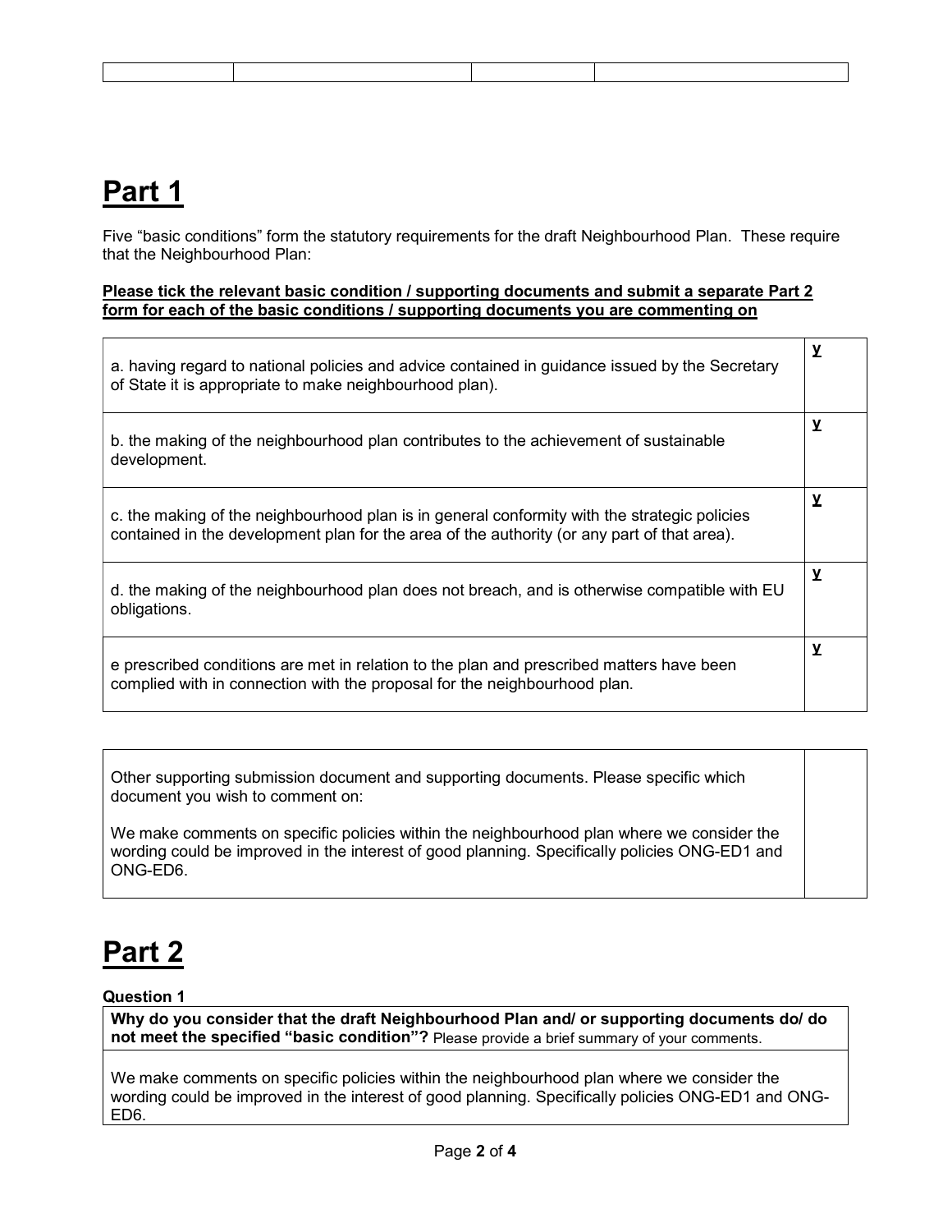| | | | |
|---|---|---|---|

# Part 1

Five "basic conditions" form the statutory requirements for the draft Neighbourhood Plan. These require that the Neighbourhood Plan:

**Please tick the relevant basic condition / supporting documents and submit a separate Part 2 form for each of the basic conditions / supporting documents you are commenting on**

| | |
|---|---|
| a. having regard to national policies and advice contained in guidance issued by the Secretary of State it is appropriate to make neighbourhood plan). | **y** |
| b. the making of the neighbourhood plan contributes to the achievement of sustainable development. | **y** |
| c. the making of the neighbourhood plan is in general conformity with the strategic policies contained in the development plan for the area of the authority (or any part of that area). | **y** |
| d. the making of the neighbourhood plan does not breach, and is otherwise compatible with EU obligations. | **y** |
| e prescribed conditions are met in relation to the plan and prescribed matters have been complied with in connection with the proposal for the neighbourhood plan. | **y** |

| | |
|---|---|
| Other supporting submission document and supporting documents. Please specific which document you wish to comment on:<br><br>We make comments on specific policies within the neighbourhood plan where we consider the wording could be improved in the interest of good planning. Specifically policies ONG-ED1 and ONG-ED6. | |

# Part 2

**Question 1**

| **Why do you consider that the draft Neighbourhood Plan and/ or supporting documents do/ do not meet the specified "basic condition"?** Please provide a brief summary of your comments. |
|---|
| We make comments on specific policies within the neighbourhood plan where we consider the wording could be improved in the interest of good planning. Specifically policies ONG-ED1 and ONG-ED6. |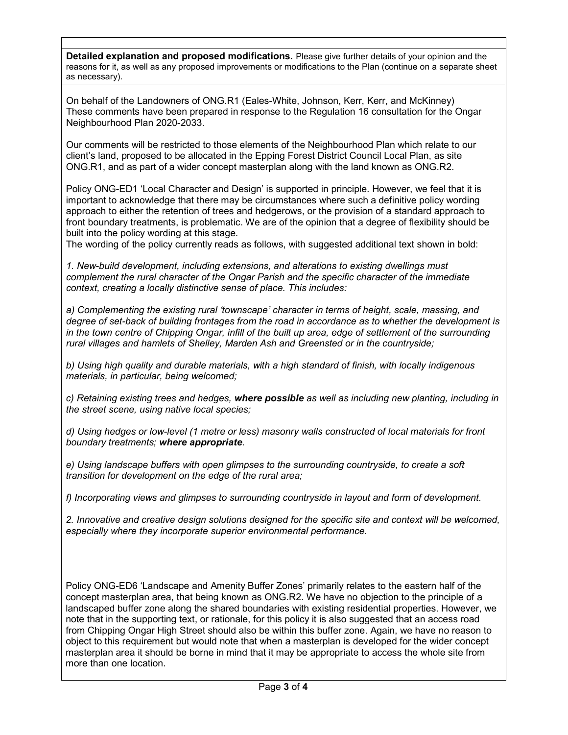**Detailed explanation and proposed modifications.** Please give further details of your opinion and the reasons for it, as well as any proposed improvements or modifications to the Plan (continue on a separate sheet as necessary).

On behalf of the Landowners of ONG.R1 (Eales-White, Johnson, Kerr, Kerr, and McKinney) These comments have been prepared in response to the Regulation 16 consultation for the Ongar Neighbourhood Plan 2020-2033.

Our comments will be restricted to those elements of the Neighbourhood Plan which relate to our client's land, proposed to be allocated in the Epping Forest District Council Local Plan, as site ONG.R1, and as part of a wider concept masterplan along with the land known as ONG.R2.

Policy ONG-ED1 'Local Character and Design' is supported in principle. However, we feel that it is important to acknowledge that there may be circumstances where such a definitive policy wording approach to either the retention of trees and hedgerows, or the provision of a standard approach to front boundary treatments, is problematic. We are of the opinion that a degree of flexibility should be built into the policy wording at this stage.
The wording of the policy currently reads as follows, with suggested additional text shown in bold:

*1. New-build development, including extensions, and alterations to existing dwellings must complement the rural character of the Ongar Parish and the specific character of the immediate context, creating a locally distinctive sense of place. This includes:*

*a) Complementing the existing rural 'townscape' character in terms of height, scale, massing, and degree of set-back of building frontages from the road in accordance as to whether the development is in the town centre of Chipping Ongar, infill of the built up area, edge of settlement of the surrounding rural villages and hamlets of Shelley, Marden Ash and Greensted or in the countryside;*

*b) Using high quality and durable materials, with a high standard of finish, with locally indigenous materials, in particular, being welcomed;*

*c) Retaining existing trees and hedges, **where possible** as well as including new planting, including in the street scene, using native local species;*

*d) Using hedges or low-level (1 metre or less) masonry walls constructed of local materials for front boundary treatments; **where appropriate**.*

*e) Using landscape buffers with open glimpses to the surrounding countryside, to create a soft transition for development on the edge of the rural area;*

*f) Incorporating views and glimpses to surrounding countryside in layout and form of development.*

*2. Innovative and creative design solutions designed for the specific site and context will be welcomed, especially where they incorporate superior environmental performance.*

Policy ONG-ED6 'Landscape and Amenity Buffer Zones' primarily relates to the eastern half of the concept masterplan area, that being known as ONG.R2. We have no objection to the principle of a landscaped buffer zone along the shared boundaries with existing residential properties. However, we note that in the supporting text, or rationale, for this policy it is also suggested that an access road from Chipping Ongar High Street should also be within this buffer zone. Again, we have no reason to object to this requirement but would note that when a masterplan is developed for the wider concept masterplan area it should be borne in mind that it may be appropriate to access the whole site from more than one location.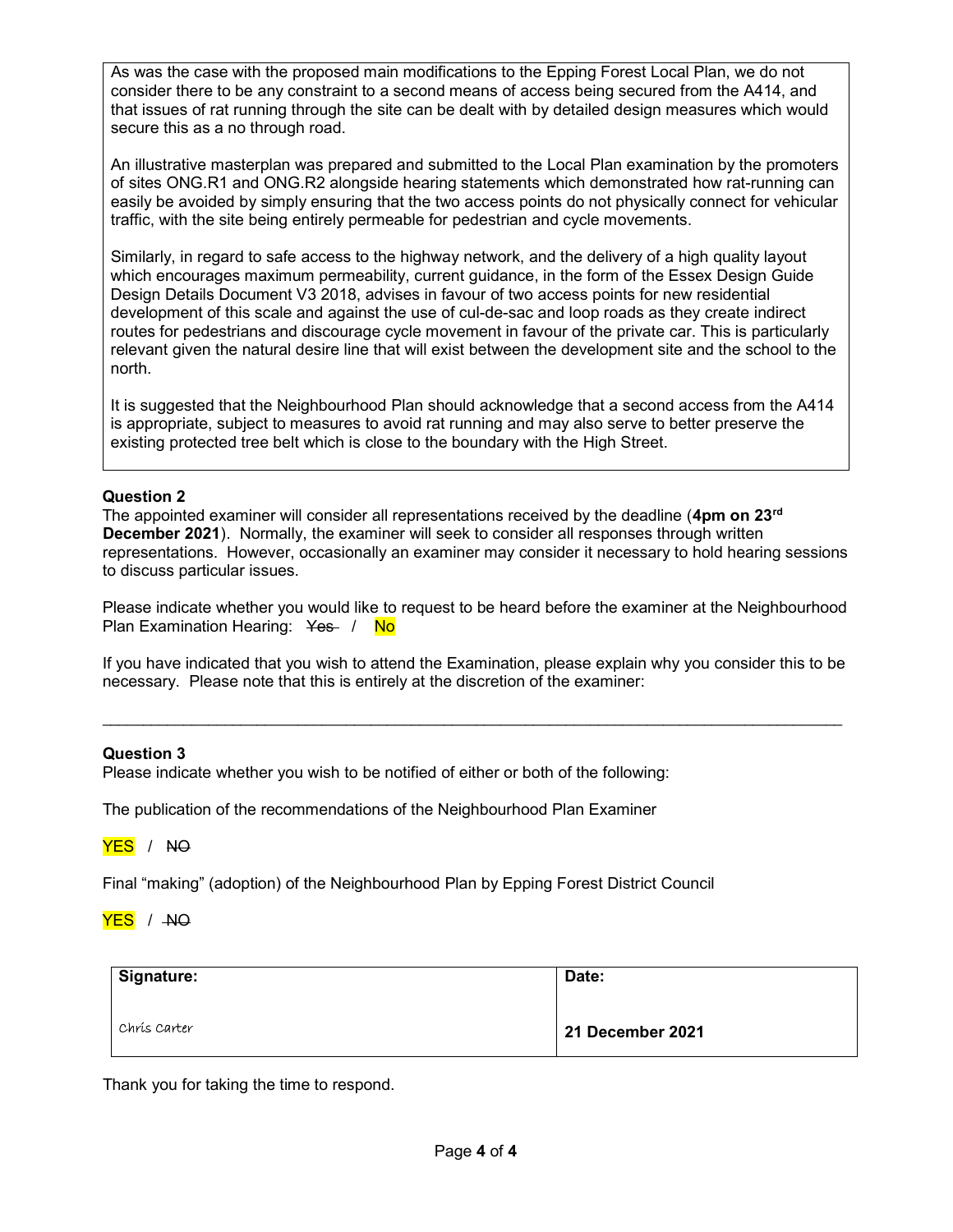As was the case with the proposed main modifications to the Epping Forest Local Plan, we do not consider there to be any constraint to a second means of access being secured from the A414, and that issues of rat running through the site can be dealt with by detailed design measures which would secure this as a no through road.

An illustrative masterplan was prepared and submitted to the Local Plan examination by the promoters of sites ONG.R1 and ONG.R2 alongside hearing statements which demonstrated how rat-running can easily be avoided by simply ensuring that the two access points do not physically connect for vehicular traffic, with the site being entirely permeable for pedestrian and cycle movements.

Similarly, in regard to safe access to the highway network, and the delivery of a high quality layout which encourages maximum permeability, current guidance, in the form of the Essex Design Guide Design Details Document V3 2018, advises in favour of two access points for new residential development of this scale and against the use of cul-de-sac and loop roads as they create indirect routes for pedestrians and discourage cycle movement in favour of the private car. This is particularly relevant given the natural desire line that will exist between the development site and the school to the north.

It is suggested that the Neighbourhood Plan should acknowledge that a second access from the A414 is appropriate, subject to measures to avoid rat running and may also serve to better preserve the existing protected tree belt which is close to the boundary with the High Street.

**Question 2**

The appointed examiner will consider all representations received by the deadline (**4pm on 23rd December 2021**). Normally, the examiner will seek to consider all responses through written representations. However, occasionally an examiner may consider it necessary to hold hearing sessions to discuss particular issues.

Please indicate whether you would like to request to be heard before the examiner at the Neighbourhood Plan Examination Hearing: ~~Yes~~ / No

If you have indicated that you wish to attend the Examination, please explain why you consider this to be necessary. Please note that this is entirely at the discretion of the examiner:

---

**Question 3**

Please indicate whether you wish to be notified of either or both of the following:

The publication of the recommendations of the Neighbourhood Plan Examiner

YES / ~~NO~~

Final "making" (adoption) of the Neighbourhood Plan by Epping Forest District Council

YES / ~~NO~~

| **Signature:** | **Date:** |
| --- | --- |
| Chris Carter | **21 December 2021** |

Thank you for taking the time to respond.